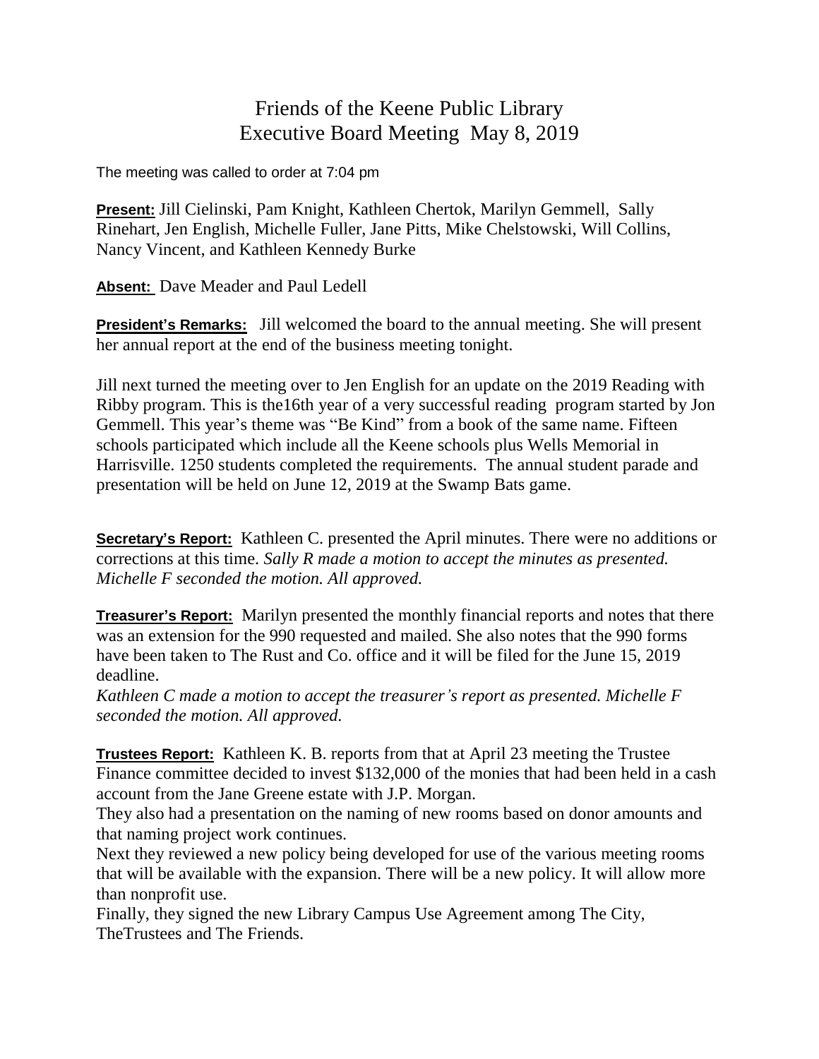# Friends of the Keene Public Library
## Executive Board Meeting May 8, 2019

The meeting was called to order at 7:04 pm

**Present:** Jill Cielinski, Pam Knight, Kathleen Chertok, Marilyn Gemmell, Sally Rinehart, Jen English, Michelle Fuller, Jane Pitts, Mike Chelstowski, Will Collins, Nancy Vincent, and Kathleen Kennedy Burke

**Absent:** Dave Meader and Paul Ledell

**President's Remarks:** Jill welcomed the board to the annual meeting. She will present her annual report at the end of the business meeting tonight.

Jill next turned the meeting over to Jen English for an update on the 2019 Reading with Ribby program. This is the16th year of a very successful reading program started by Jon Gemmell. This year's theme was "Be Kind" from a book of the same name. Fifteen schools participated which include all the Keene schools plus Wells Memorial in Harrisville. 1250 students completed the requirements. The annual student parade and presentation will be held on June 12, 2019 at the Swamp Bats game.

**Secretary's Report:** Kathleen C. presented the April minutes. There were no additions or corrections at this time. *Sally R made a motion to accept the minutes as presented. Michelle F seconded the motion. All approved.*

**Treasurer's Report:** Marilyn presented the monthly financial reports and notes that there was an extension for the 990 requested and mailed. She also notes that the 990 forms have been taken to The Rust and Co. office and it will be filed for the June 15, 2019 deadline.

*Kathleen C made a motion to accept the treasurer's report as presented. Michelle F seconded the motion. All approved.*

**Trustees Report:** Kathleen K. B. reports from that at April 23 meeting the Trustee Finance committee decided to invest $132,000 of the monies that had been held in a cash account from the Jane Greene estate with J.P. Morgan.

They also had a presentation on the naming of new rooms based on donor amounts and that naming project work continues.

Next they reviewed a new policy being developed for use of the various meeting rooms that will be available with the expansion. There will be a new policy. It will allow more than nonprofit use.

Finally, they signed the new Library Campus Use Agreement among The City, TheTrustees and The Friends.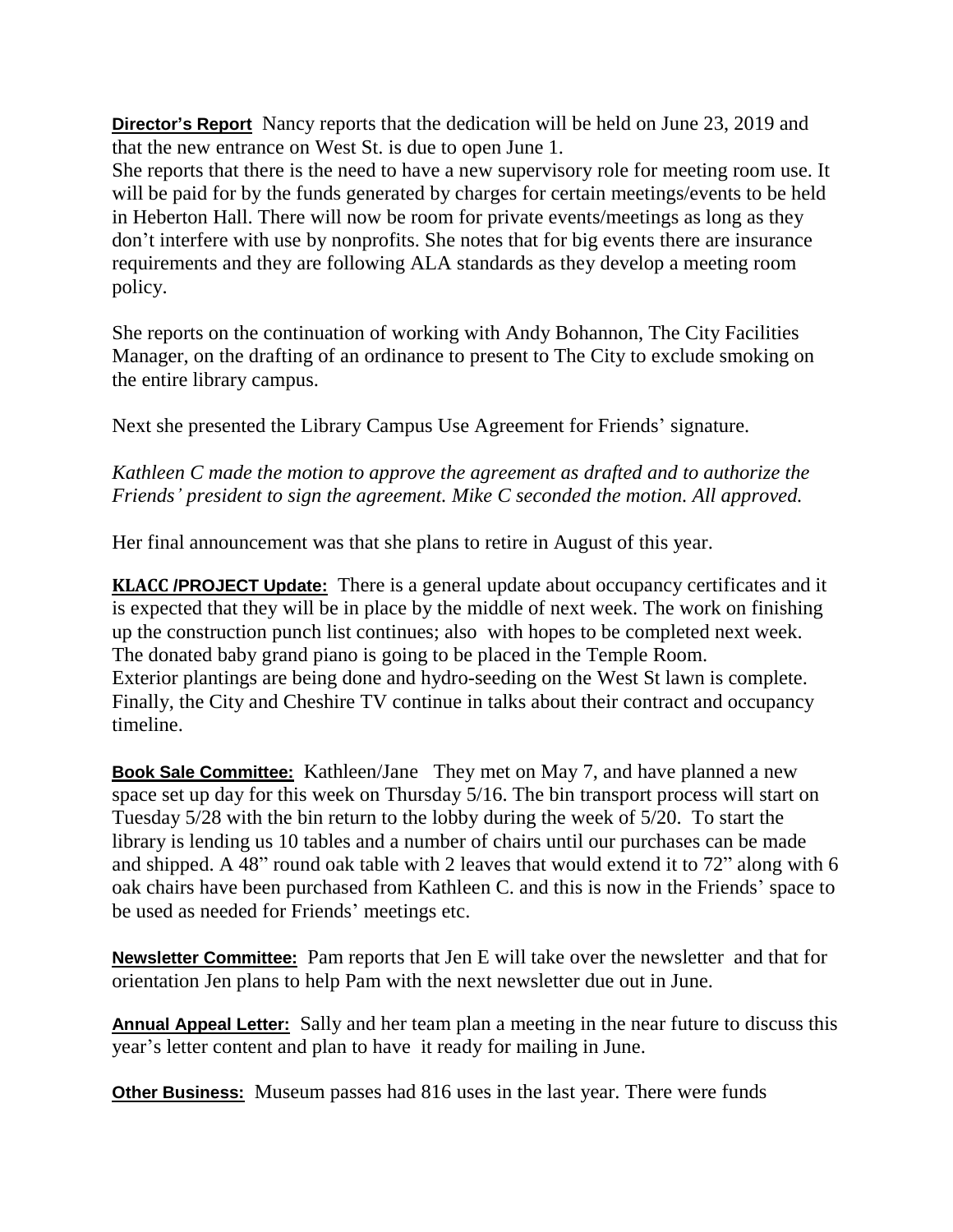**Director's Report** Nancy reports that the dedication will be held on June 23, 2019 and that the new entrance on West St. is due to open June 1.
She reports that there is the need to have a new supervisory role for meeting room use. It will be paid for by the funds generated by charges for certain meetings/events to be held in Heberton Hall. There will now be room for private events/meetings as long as they don't interfere with use by nonprofits. She notes that for big events there are insurance requirements and they are following ALA standards as they develop a meeting room policy.

She reports on the continuation of working with Andy Bohannon, The City Facilities Manager, on the drafting of an ordinance to present to The City to exclude smoking on the entire library campus.

Next she presented the Library Campus Use Agreement for Friends' signature.

*Kathleen C made the motion to approve the agreement as drafted and to authorize the Friends' president to sign the agreement. Mike C seconded the motion. All approved.*

Her final announcement was that she plans to retire in August of this year.

**KLACC /PROJECT Update:** There is a general update about occupancy certificates and it is expected that they will be in place by the middle of next week. The work on finishing up the construction punch list continues; also with hopes to be completed next week. The donated baby grand piano is going to be placed in the Temple Room.
Exterior plantings are being done and hydro-seeding on the West St lawn is complete.
Finally, the City and Cheshire TV continue in talks about their contract and occupancy timeline.

**Book Sale Committee:** Kathleen/Jane They met on May 7, and have planned a new space set up day for this week on Thursday 5/16. The bin transport process will start on Tuesday 5/28 with the bin return to the lobby during the week of 5/20. To start the library is lending us 10 tables and a number of chairs until our purchases can be made and shipped. A 48" round oak table with 2 leaves that would extend it to 72" along with 6 oak chairs have been purchased from Kathleen C. and this is now in the Friends' space to be used as needed for Friends' meetings etc.

**Newsletter Committee:** Pam reports that Jen E will take over the newsletter and that for orientation Jen plans to help Pam with the next newsletter due out in June.

**Annual Appeal Letter:** Sally and her team plan a meeting in the near future to discuss this year's letter content and plan to have it ready for mailing in June.

**Other Business:** Museum passes had 816 uses in the last year. There were funds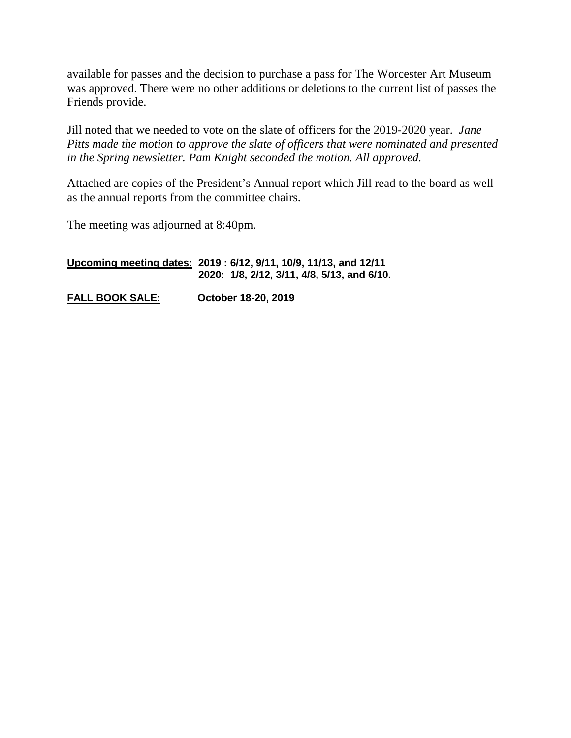available for passes and the decision to purchase a pass for The Worcester Art Museum was approved. There were no other additions or deletions to the current list of passes the Friends provide.

Jill noted that we needed to vote on the slate of officers for the 2019-2020 year. *Jane Pitts made the motion to approve the slate of officers that were nominated and presented in the Spring newsletter. Pam Knight seconded the motion. All approved.*

Attached are copies of the President's Annual report which Jill read to the board as well as the annual reports from the committee chairs.

The meeting was adjourned at 8:40pm.

**Upcoming meeting dates:** **2019 : 6/12, 9/11, 10/9, 11/13, and 12/11**
**2020: 1/8, 2/12, 3/11, 4/8, 5/13, and 6/10.**

**FALL BOOK SALE:** **October 18-20, 2019**